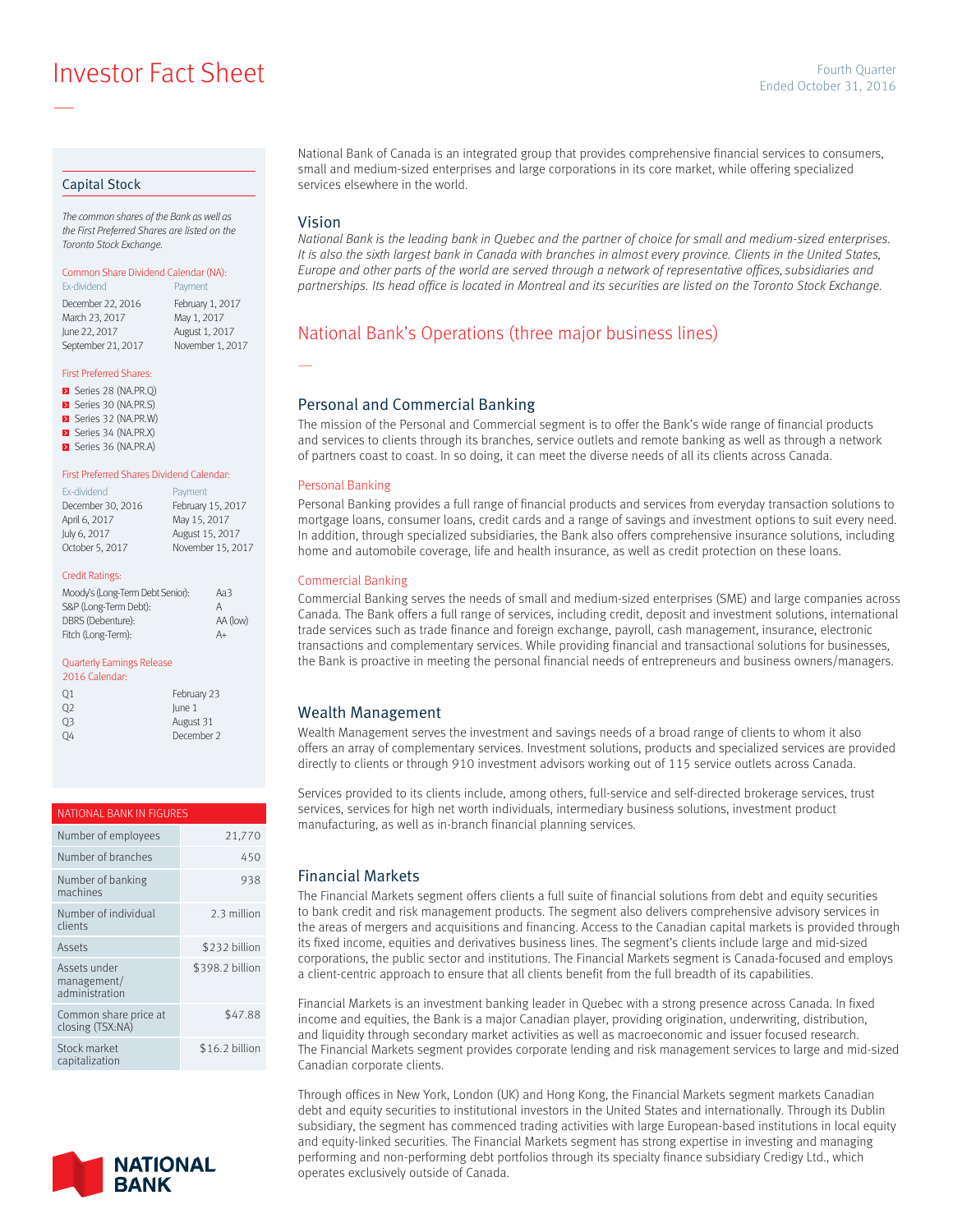# Investor Fact Sheet

Fourth Quarter
Ended October 31, 2016

## Capital Stock

*The common shares of the Bank as well as the First Preferred Shares are listed on the Toronto Stock Exchange.*

Common Share Dividend Calendar (NA):

| Ex-dividend | Payment |
|---|---|
| December 22, 2016 | February 1, 2017 |
| March 23, 2017 | May 1, 2017 |
| June 22, 2017 | August 1, 2017 |
| September 21, 2017 | November 1, 2017 |

First Preferred Shares:

- Series 28 (NA.PR.Q)
- Series 30 (NA.PR.S)
- Series 32 (NA.PR.W)
- Series 34 (NA.PR.X)
- Series 36 (NA.PR.A)

First Preferred Shares Dividend Calendar:

| Ex-dividend | Payment |
|---|---|
| December 30, 2016 | February 15, 2017 |
| April 6, 2017 | May 15, 2017 |
| July 6, 2017 | August 15, 2017 |
| October 5, 2017 | November 15, 2017 |

Credit Ratings:

| | |
|---|---|
| Moody's (Long-Term Debt Senior): | Aa3 |
| S&P (Long-Term Debt): | A |
| DBRS (Debenture): | AA (low) |
| Fitch (Long-Term): | A+ |

Quarterly Earnings Release 2016 Calendar:

| | |
|---|---|
| Q1 | February 23 |
| Q2 | June 1 |
| Q3 | August 31 |
| Q4 | December 2 |

| NATIONAL BANK IN FIGURES | |
|---|---|
| Number of employees | 21,770 |
| Number of branches | 450 |
| Number of banking machines | 938 |
| Number of individual clients | 2.3 million |
| Assets | $232 billion |
| Assets under management/ administration | $398.2 billion |
| Common share price at closing (TSX:NA) | $47.88 |
| Stock market capitalization | $16.2 billion |

National Bank of Canada is an integrated group that provides comprehensive financial services to consumers, small and medium-sized enterprises and large corporations in its core market, while offering specialized services elsewhere in the world.

## Vision

*National Bank is the leading bank in Quebec and the partner of choice for small and medium-sized enterprises. It is also the sixth largest bank in Canada with branches in almost every province. Clients in the United States, Europe and other parts of the world are served through a network of representative offices, subsidiaries and partnerships. Its head office is located in Montreal and its securities are listed on the Toronto Stock Exchange.*

## National Bank's Operations (three major business lines)

### Personal and Commercial Banking

The mission of the Personal and Commercial segment is to offer the Bank's wide range of financial products and services to clients through its branches, service outlets and remote banking as well as through a network of partners coast to coast. In so doing, it can meet the diverse needs of all its clients across Canada.

#### Personal Banking

Personal Banking provides a full range of financial products and services from everyday transaction solutions to mortgage loans, consumer loans, credit cards and a range of savings and investment options to suit every need. In addition, through specialized subsidiaries, the Bank also offers comprehensive insurance solutions, including home and automobile coverage, life and health insurance, as well as credit protection on these loans.

#### Commercial Banking

Commercial Banking serves the needs of small and medium-sized enterprises (SME) and large companies across Canada. The Bank offers a full range of services, including credit, deposit and investment solutions, international trade services such as trade finance and foreign exchange, payroll, cash management, insurance, electronic transactions and complementary services. While providing financial and transactional solutions for businesses, the Bank is proactive in meeting the personal financial needs of entrepreneurs and business owners/managers.

### Wealth Management

Wealth Management serves the investment and savings needs of a broad range of clients to whom it also offers an array of complementary services. Investment solutions, products and specialized services are provided directly to clients or through 910 investment advisors working out of 115 service outlets across Canada.

Services provided to its clients include, among others, full-service and self-directed brokerage services, trust services, services for high net worth individuals, intermediary business solutions, investment product manufacturing, as well as in-branch financial planning services.

### Financial Markets

The Financial Markets segment offers clients a full suite of financial solutions from debt and equity securities to bank credit and risk management products. The segment also delivers comprehensive advisory services in the areas of mergers and acquisitions and financing. Access to the Canadian capital markets is provided through its fixed income, equities and derivatives business lines. The segment's clients include large and mid-sized corporations, the public sector and institutions. The Financial Markets segment is Canada-focused and employs a client-centric approach to ensure that all clients benefit from the full breadth of its capabilities.

Financial Markets is an investment banking leader in Quebec with a strong presence across Canada. In fixed income and equities, the Bank is a major Canadian player, providing origination, underwriting, distribution, and liquidity through secondary market activities as well as macroeconomic and issuer focused research. The Financial Markets segment provides corporate lending and risk management services to large and mid-sized Canadian corporate clients.

Through offices in New York, London (UK) and Hong Kong, the Financial Markets segment markets Canadian debt and equity securities to institutional investors in the United States and internationally. Through its Dublin subsidiary, the segment has commenced trading activities with large European-based institutions in local equity and equity-linked securities. The Financial Markets segment has strong expertise in investing and managing performing and non-performing debt portfolios through its specialty finance subsidiary Credigy Ltd., which operates exclusively outside of Canada.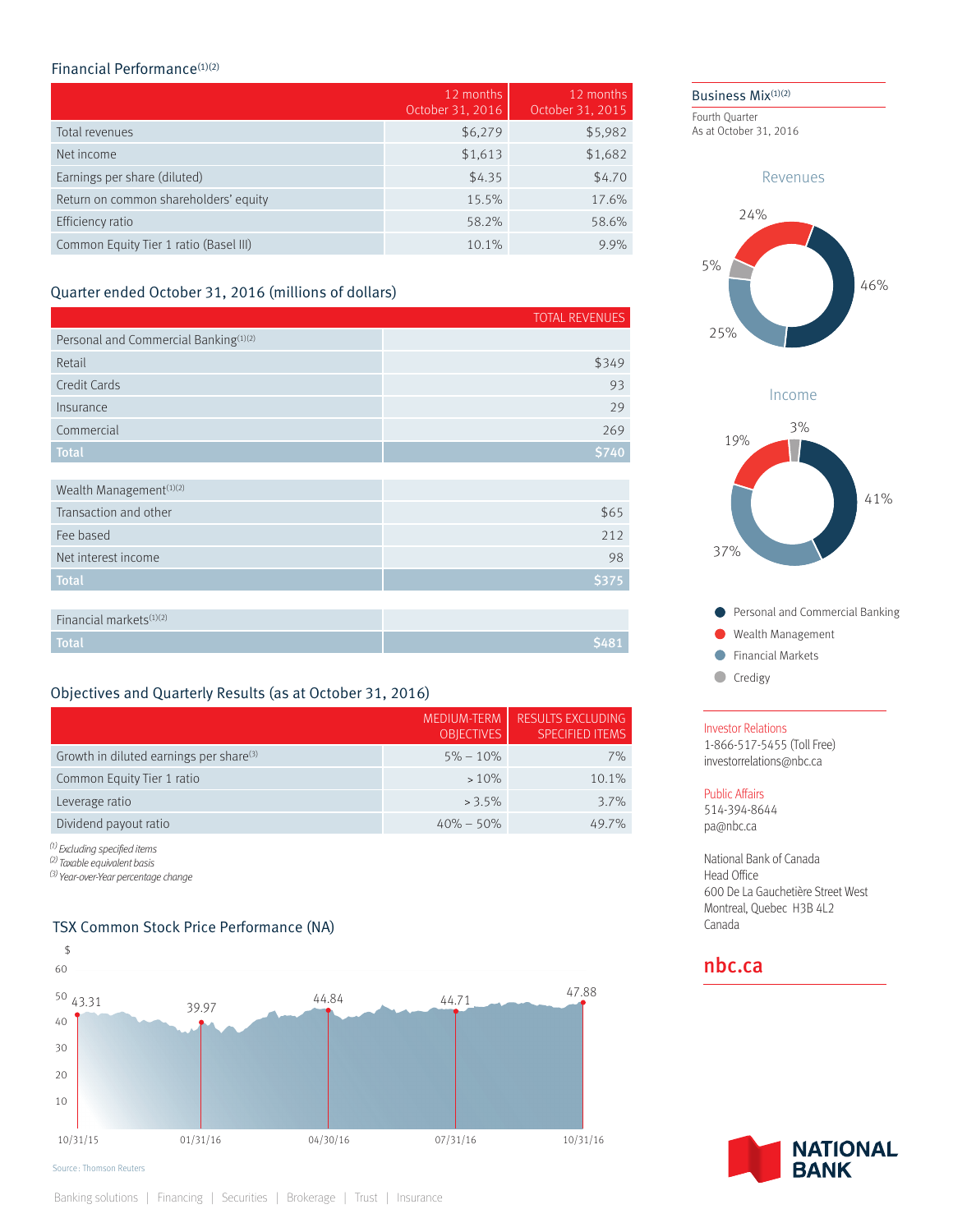## Financial Performance[1][2]

| | 12 months October 31, 2016 | 12 months October 31, 2015 |
|---|---|---|
| Total revenues | $6,279 | $5,982 |
| Net income | $1,613 | $1,682 |
| Earnings per share (diluted) | $4.35 | $4.70 |
| Return on common shareholders' equity | 15.5% | 17.6% |
| Efficiency ratio | 58.2% | 58.6% |
| Common Equity Tier 1 ratio (Basel III) | 10.1% | 9.9% |

## Quarter ended October 31, 2016 (millions of dollars)

| | TOTAL REVENUES |
|---|---|
| **Personal and Commercial Banking[1][2]** | |
| Retail | $349 |
| Credit Cards | 93 |
| Insurance | 29 |
| Commercial | 269 |
| **Total** | **$740** |
| **Wealth Management[1][2]** | |
| Transaction and other | $65 |
| Fee based | 212 |
| Net interest income | 98 |
| **Total** | **$375** |
| **Financial markets[1][2]** | |
| **Total** | **$481** |

## Objectives and Quarterly Results (as at October 31, 2016)

| | MEDIUM-TERM OBJECTIVES | RESULTS EXCLUDING SPECIFIED ITEMS |
|---|---|---|
| Growth in diluted earnings per share[3] | 5% – 10% | 7% |
| Common Equity Tier 1 ratio | > 10% | 10.1% |
| Leverage ratio | > 3.5% | 3.7% |
| Dividend payout ratio | 40% – 50% | 49.7% |

*[1] Excluding specified items*
*[2] Taxable equivalent basis*
*[3] Year-over-Year percentage change*

## TSX Common Stock Price Performance (NA)

$
60
50
40
30
20
10

43.31
39.97
44.84
44.71
47.88

10/31/15
01/31/16
04/30/16
07/31/16
10/31/16

Source: Thomson Reuters

## Business Mix[1][2]

Fourth Quarter
As at October 31, 2016

Revenues

24%
5%
25%
46%

Income

3%
19%
37%
41%

Personal and Commercial Banking
Wealth Management
Financial Markets
Credigy

**Investor Relations**
1-866-517-5455 (Toll Free)
investorrelations@nbc.ca

**Public Affairs**
514-394-8644
pa@nbc.ca

National Bank of Canada
Head Office
600 De La Gauchetière Street West
Montreal, Quebec H3B 4L2
Canada

**nbc.ca**

NATIONAL BANK

Banking solutions | Financing | Securities | Brokerage | Trust | Insurance